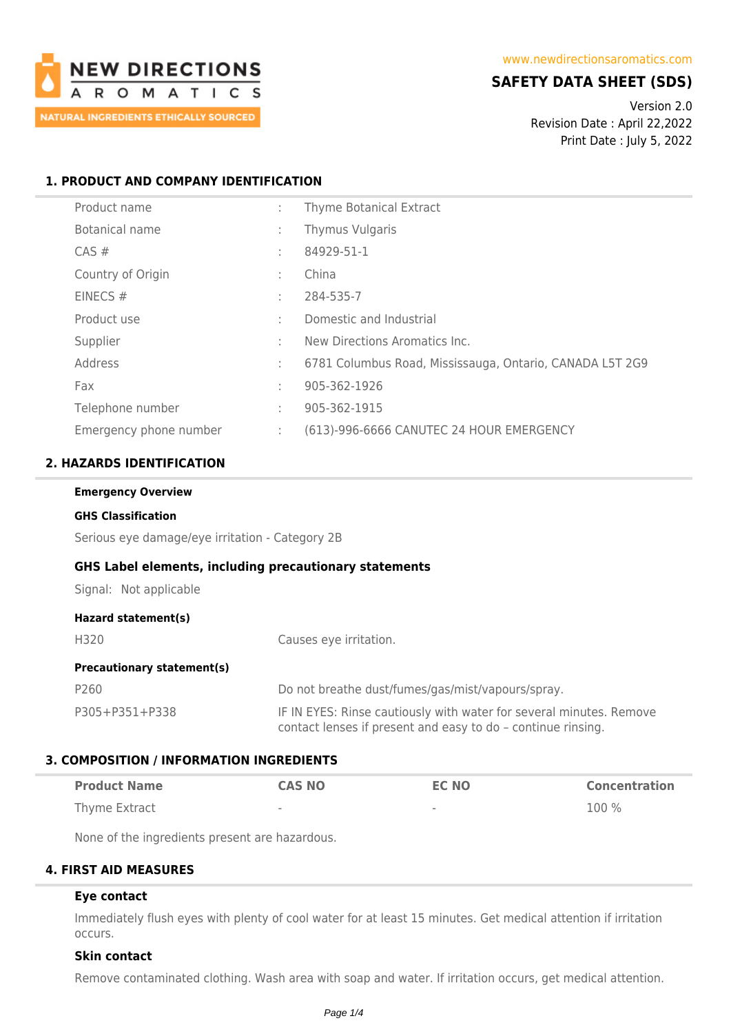NEW DIRECTIONS AROMATICS

NATURAL INGREDIENTS ETHICALLY SOURCED

www.newdirectionsaromatics.com

# SAFETY DATA SHEET (SDS)

Version 2.0
Revision Date : April 22,2022
Print Date : July 5, 2022

## 1. PRODUCT AND COMPANY IDENTIFICATION

| | | |
|---|---|---|
| Product name | : | Thyme Botanical Extract |
| Botanical name | : | Thymus Vulgaris |
| CAS # | : | 84929-51-1 |
| Country of Origin | : | China |
| EINECS # | : | 284-535-7 |
| Product use | : | Domestic and Industrial |
| Supplier | : | New Directions Aromatics Inc. |
| Address | : | 6781 Columbus Road, Mississauga, Ontario, CANADA L5T 2G9 |
| Fax | : | 905-362-1926 |
| Telephone number | : | 905-362-1915 |
| Emergency phone number | : | (613)-996-6666 CANUTEC 24 HOUR EMERGENCY |

## 2. HAZARDS IDENTIFICATION

**Emergency Overview**

**GHS Classification**

Serious eye damage/eye irritation - Category 2B

### GHS Label elements, including precautionary statements

Signal: Not applicable

**Hazard statement(s)**

| | |
|---|---|
| H320 | Causes eye irritation. |

**Precautionary statement(s)**

| | |
|---|---|
| P260 | Do not breathe dust/fumes/gas/mist/vapours/spray. |
| P305+P351+P338 | IF IN EYES: Rinse cautiously with water for several minutes. Remove contact lenses if present and easy to do – continue rinsing. |

## 3. COMPOSITION / INFORMATION INGREDIENTS

| Product Name | CAS NO | EC NO | Concentration |
|---|---|---|---|
| Thyme Extract | - | - | 100 % |

None of the ingredients present are hazardous.

## 4. FIRST AID MEASURES

**Eye contact**

Immediately flush eyes with plenty of cool water for at least 15 minutes. Get medical attention if irritation occurs.

**Skin contact**

Remove contaminated clothing. Wash area with soap and water. If irritation occurs, get medical attention.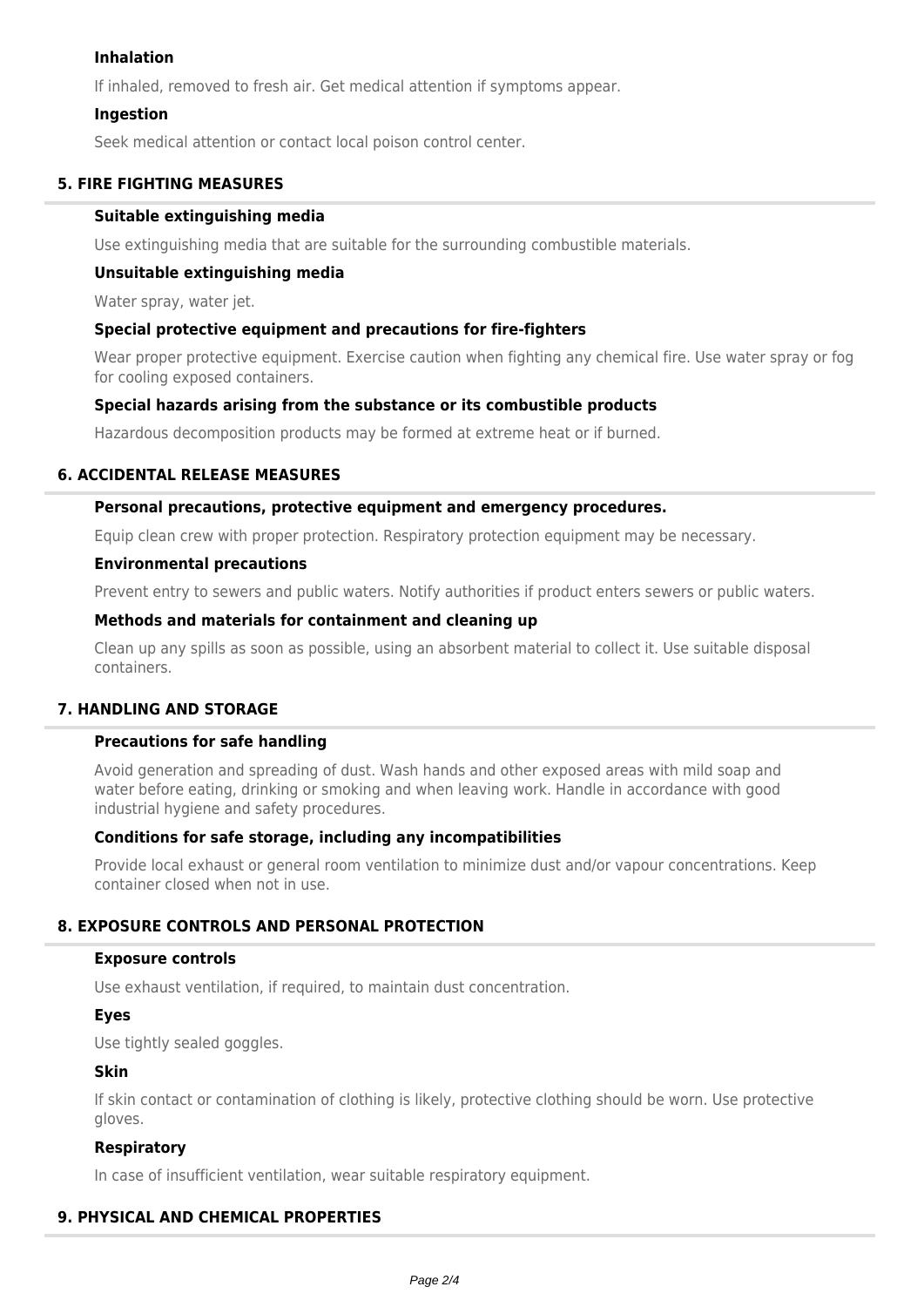### Inhalation

If inhaled, removed to fresh air. Get medical attention if symptoms appear.

### Ingestion

Seek medical attention or contact local poison control center.

## 5. FIRE FIGHTING MEASURES

### Suitable extinguishing media

Use extinguishing media that are suitable for the surrounding combustible materials.

### Unsuitable extinguishing media

Water spray, water jet.

### Special protective equipment and precautions for fire-fighters

Wear proper protective equipment. Exercise caution when fighting any chemical fire. Use water spray or fog for cooling exposed containers.

### Special hazards arising from the substance or its combustible products

Hazardous decomposition products may be formed at extreme heat or if burned.

## 6. ACCIDENTAL RELEASE MEASURES

### Personal precautions, protective equipment and emergency procedures.

Equip clean crew with proper protection. Respiratory protection equipment may be necessary.

### Environmental precautions

Prevent entry to sewers and public waters. Notify authorities if product enters sewers or public waters.

### Methods and materials for containment and cleaning up

Clean up any spills as soon as possible, using an absorbent material to collect it. Use suitable disposal containers.

## 7. HANDLING AND STORAGE

### Precautions for safe handling

Avoid generation and spreading of dust. Wash hands and other exposed areas with mild soap and water before eating, drinking or smoking and when leaving work. Handle in accordance with good industrial hygiene and safety procedures.

### Conditions for safe storage, including any incompatibilities

Provide local exhaust or general room ventilation to minimize dust and/or vapour concentrations. Keep container closed when not in use.

## 8. EXPOSURE CONTROLS AND PERSONAL PROTECTION

### Exposure controls

Use exhaust ventilation, if required, to maintain dust concentration.

### Eyes

Use tightly sealed goggles.

### Skin

If skin contact or contamination of clothing is likely, protective clothing should be worn. Use protective gloves.

### Respiratory

In case of insufficient ventilation, wear suitable respiratory equipment.

## 9. PHYSICAL AND CHEMICAL PROPERTIES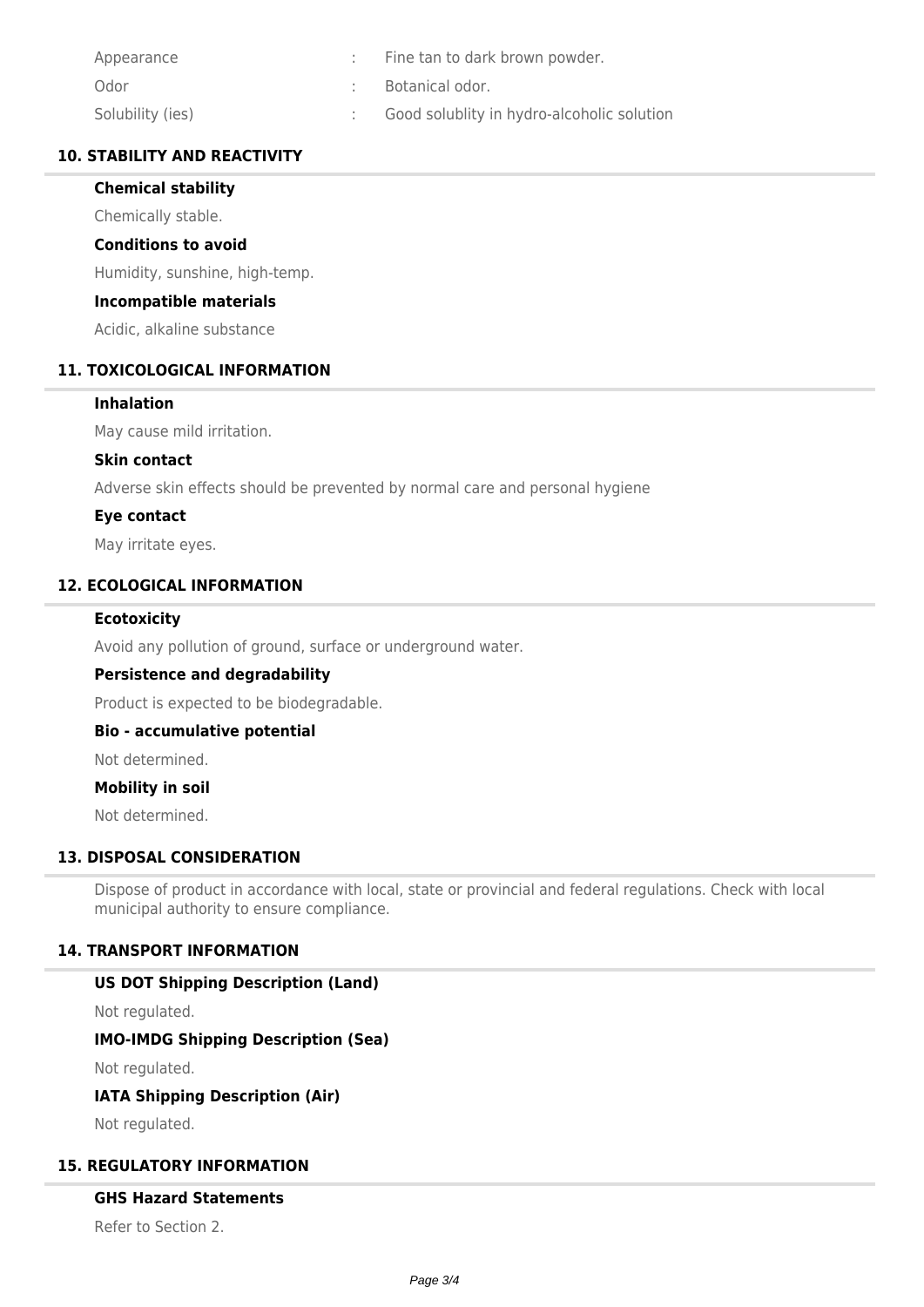| | | |
|---|---|---|
| Appearance | : | Fine tan to dark brown powder. |
| Odor | : | Botanical odor. |
| Solubility (ies) | : | Good solublity in hydro-alcoholic solution |

## 10. STABILITY AND REACTIVITY

### Chemical stability

Chemically stable.

### Conditions to avoid

Humidity, sunshine, high-temp.

### Incompatible materials

Acidic, alkaline substance

## 11. TOXICOLOGICAL INFORMATION

### Inhalation

May cause mild irritation.

### Skin contact

Adverse skin effects should be prevented by normal care and personal hygiene

### Eye contact

May irritate eyes.

## 12. ECOLOGICAL INFORMATION

### Ecotoxicity

Avoid any pollution of ground, surface or underground water.

### Persistence and degradability

Product is expected to be biodegradable.

### Bio - accumulative potential

Not determined.

### Mobility in soil

Not determined.

## 13. DISPOSAL CONSIDERATION

Dispose of product in accordance with local, state or provincial and federal regulations. Check with local municipal authority to ensure compliance.

## 14. TRANSPORT INFORMATION

### US DOT Shipping Description (Land)

Not regulated.

### IMO-IMDG Shipping Description (Sea)

Not regulated.

### IATA Shipping Description (Air)

Not regulated.

## 15. REGULATORY INFORMATION

### GHS Hazard Statements

Refer to Section 2.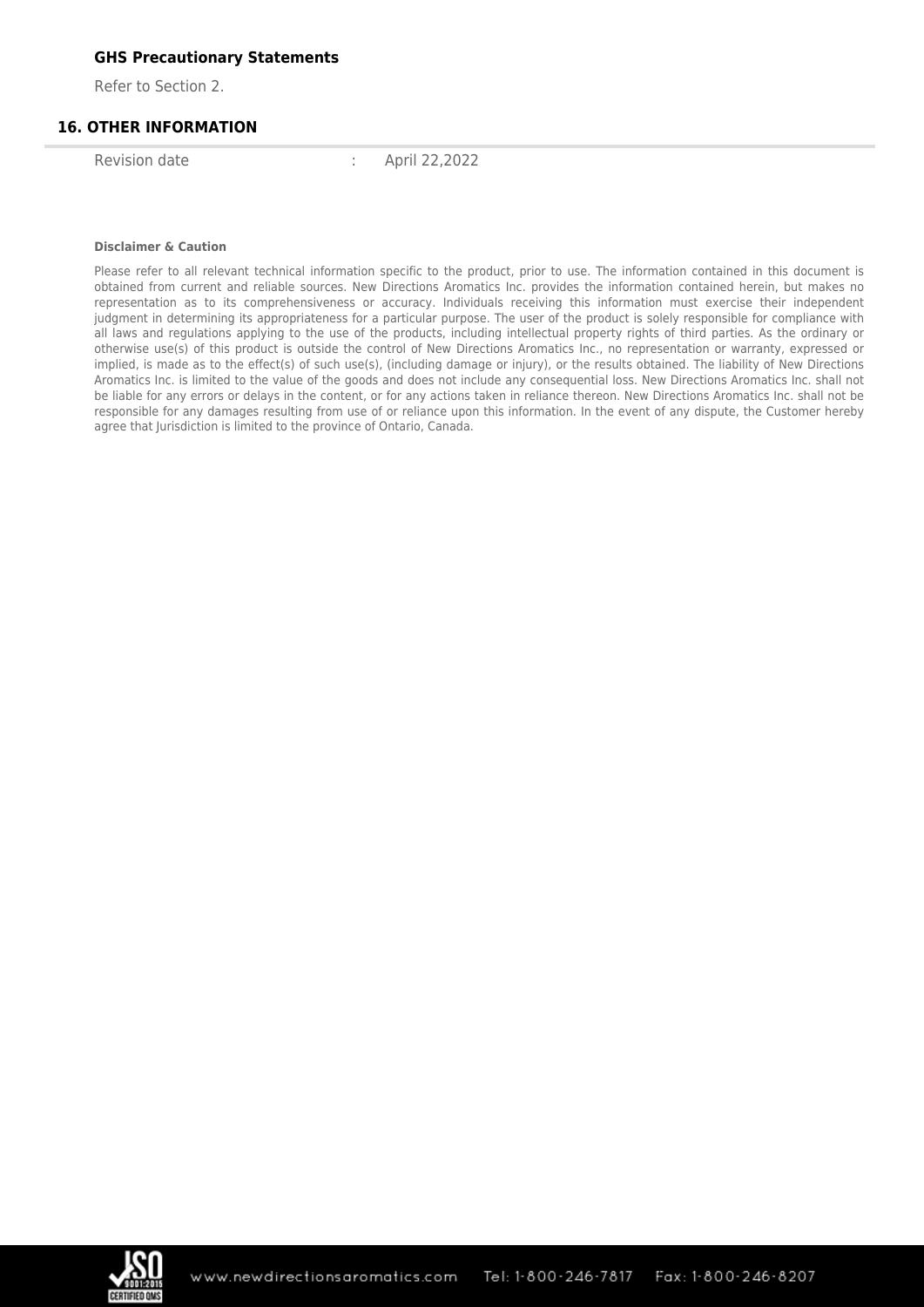**GHS Precautionary Statements**

Refer to Section 2.

## 16. OTHER INFORMATION

| | | |
|---|---|---|
| Revision date | : | April 22,2022 |

**Disclaimer & Caution**

Please refer to all relevant technical information specific to the product, prior to use. The information contained in this document is obtained from current and reliable sources. New Directions Aromatics Inc. provides the information contained herein, but makes no representation as to its comprehensiveness or accuracy. Individuals receiving this information must exercise their independent judgment in determining its appropriateness for a particular purpose. The user of the product is solely responsible for compliance with all laws and regulations applying to the use of the products, including intellectual property rights of third parties. As the ordinary or otherwise use(s) of this product is outside the control of New Directions Aromatics Inc., no representation or warranty, expressed or implied, is made as to the effect(s) of such use(s), (including damage or injury), or the results obtained. The liability of New Directions Aromatics Inc. is limited to the value of the goods and does not include any consequential loss. New Directions Aromatics Inc. shall not be liable for any errors or delays in the content, or for any actions taken in reliance thereon. New Directions Aromatics Inc. shall not be responsible for any damages resulting from use of or reliance upon this information. In the event of any dispute, the Customer hereby agree that Jurisdiction is limited to the province of Ontario, Canada.